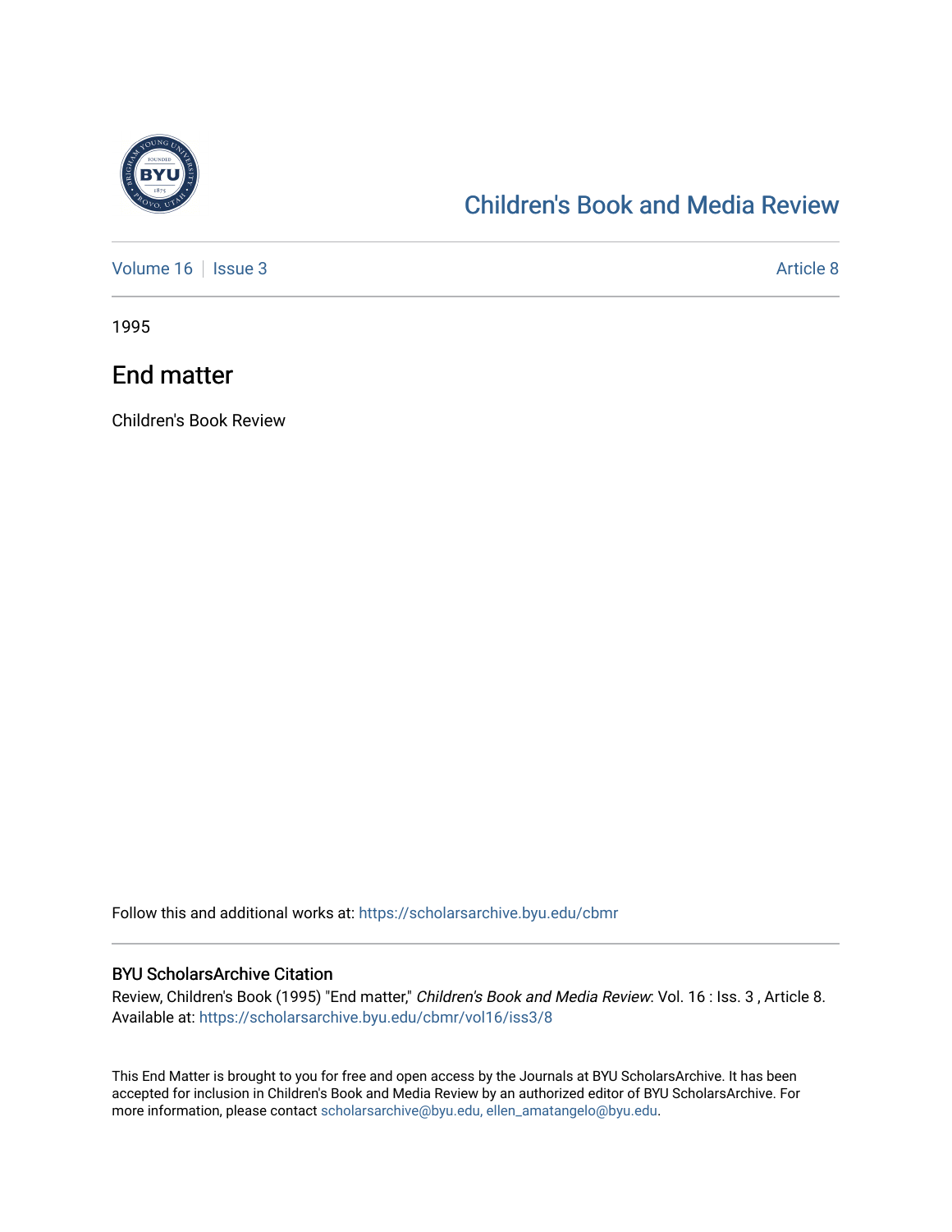# Children's Book and Media Review

Volume 16 | Issue 3 Article 8

1995

## End matter

Children's Book Review

Follow this and additional works at: https://scholarsarchive.byu.edu/cbmr

### BYU ScholarsArchive Citation

Review, Children's Book (1995) "End matter," *Children's Book and Media Review*: Vol. 16 : Iss. 3 , Article 8. Available at: https://scholarsarchive.byu.edu/cbmr/vol16/iss3/8

This End Matter is brought to you for free and open access by the Journals at BYU ScholarsArchive. It has been accepted for inclusion in Children's Book and Media Review by an authorized editor of BYU ScholarsArchive. For more information, please contact scholarsarchive@byu.edu, ellen_amatangelo@byu.edu.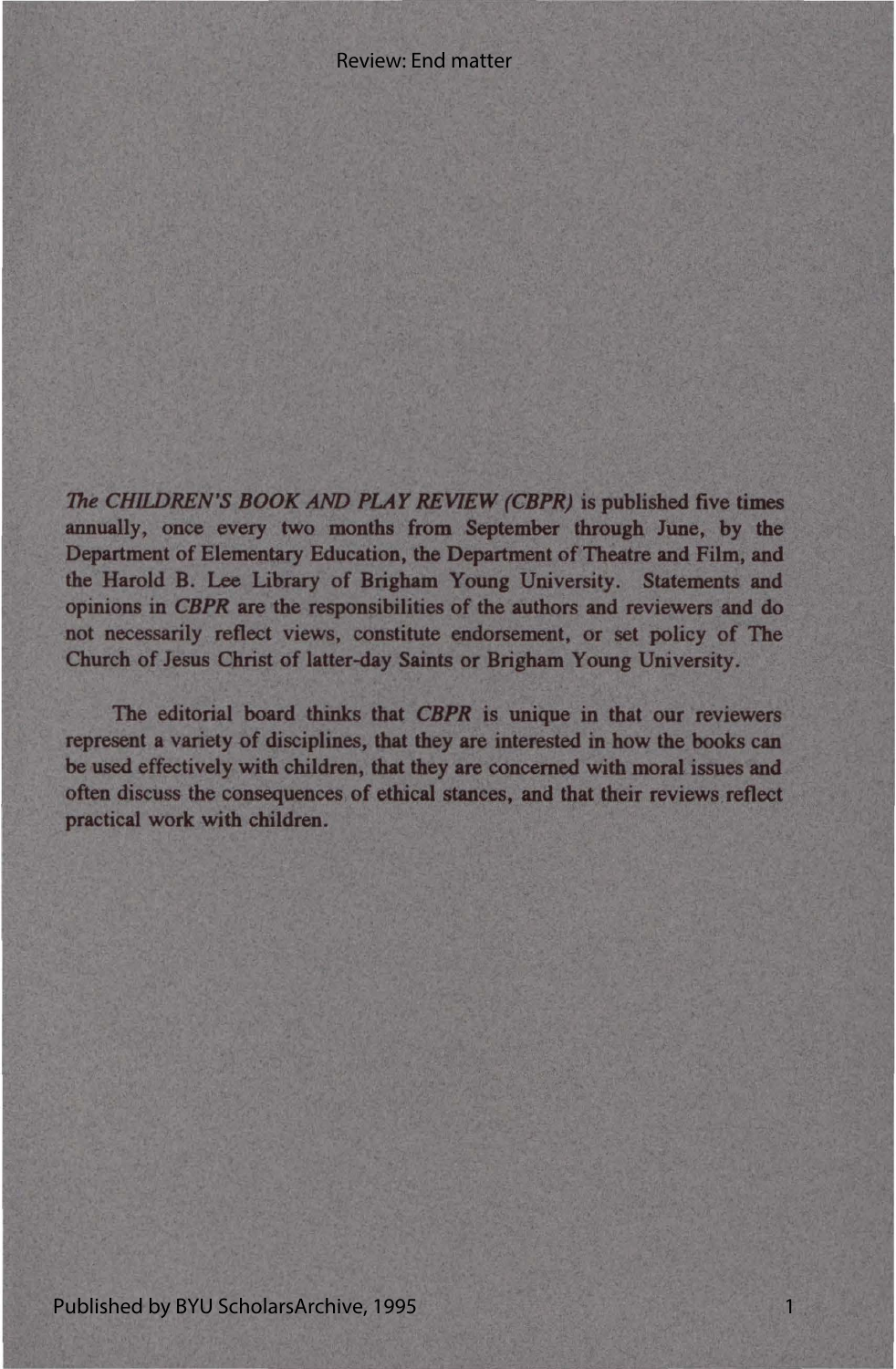*The CHILDREN'S BOOK AND PLAY REVIEW (CBPR)* is published five times annually, once every two months from September through June, by the Department of Elementary Education, the Department of Theatre and Film, and the Harold B. Lee Library of Brigham Young University. Statements and opinions in *CBPR* are the responsibilities of the authors and reviewers and do not necessarily reflect views, constitute endorsement, or set policy of The Church of Jesus Christ of latter-day Saints or Brigham Young University.

The editorial board thinks that *CBPR* is unique in that our reviewers represent a variety of disciplines, that they are interested in how the books can be used effectively with children, that they are concerned with moral issues and often discuss the consequences of ethical stances, and that their reviews reflect practical work with children.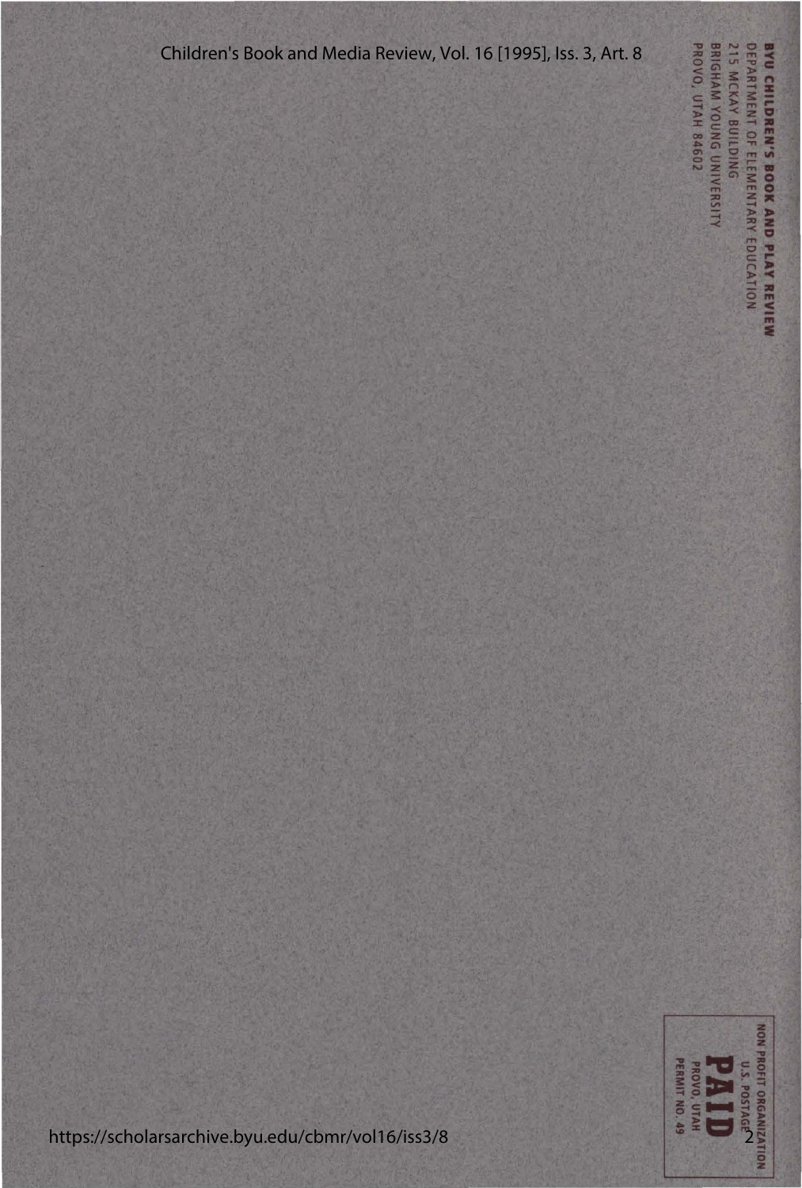**BYU CHILDREN'S BOOK AND PLAY REVIEW**
DEPARTMENT OF ELEMENTARY EDUCATION
215 MCKAY BUILDING
BRIGHAM YOUNG UNIVERSITY
PROVO, UTAH 84602

NON PROFIT ORGANIZATION
U.S. POSTAGE
**PAID**
PROVO, UTAH
PERMIT NO. 49